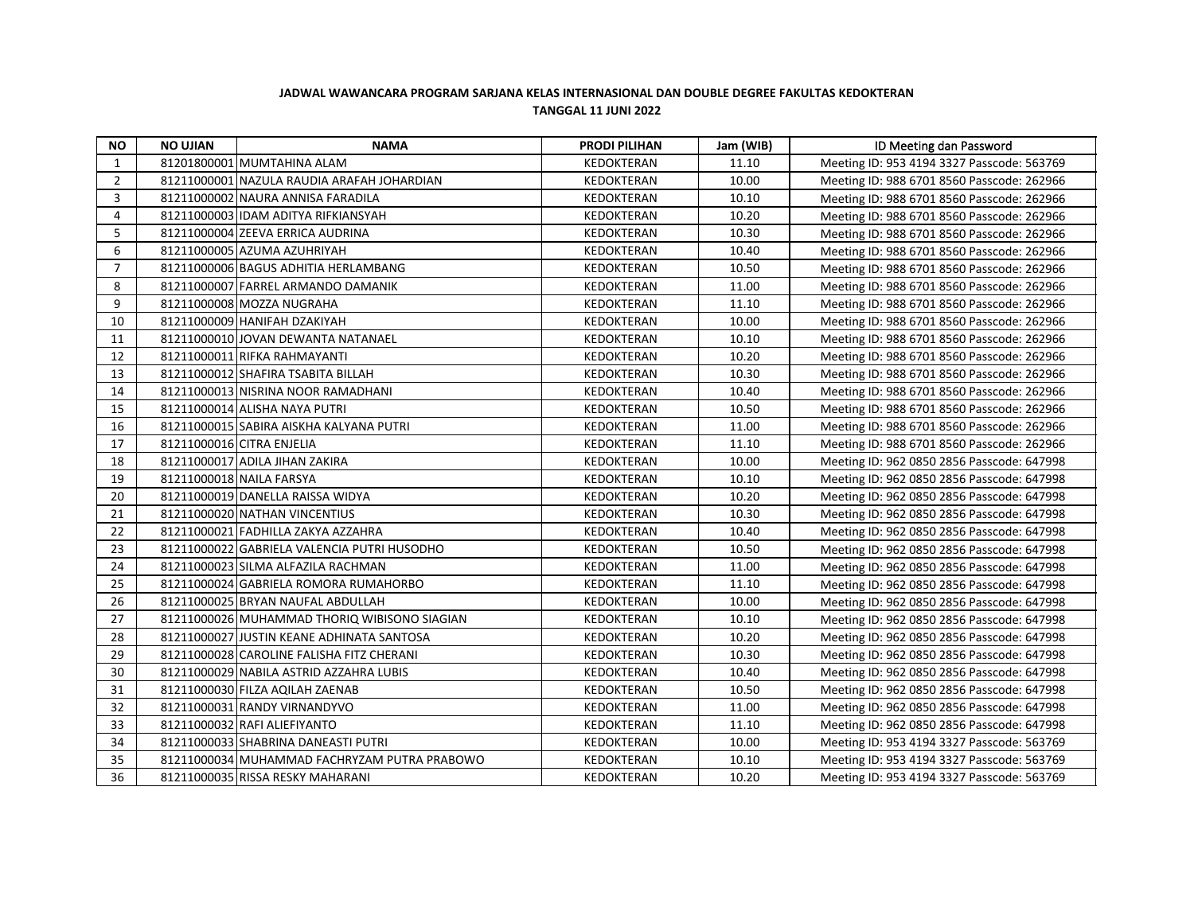**JADWAL WAWANCARA PROGRAM SARJANA KELAS INTERNASIONAL DAN DOUBLE DEGREE FAKULTAS KEDOKTERAN**
**TANGGAL 11 JUNI 2022**

| NO | NO UJIAN | NAMA | PRODI PILIHAN | Jam (WIB) | ID Meeting dan Password |
|---|---|---|---|---|---|
| 1 | 81201800001 | MUMTAHINA ALAM | KEDOKTERAN | 11.10 | Meeting ID: 953 4194 3327 Passcode: 563769 |
| 2 | 81211000001 | NAZULA RAUDIA ARAFAH JOHARDIAN | KEDOKTERAN | 10.00 | Meeting ID: 988 6701 8560 Passcode: 262966 |
| 3 | 81211000002 | NAURA ANNISA FARADILA | KEDOKTERAN | 10.10 | Meeting ID: 988 6701 8560 Passcode: 262966 |
| 4 | 81211000003 | IDAM ADITYA RIFKIANSYAH | KEDOKTERAN | 10.20 | Meeting ID: 988 6701 8560 Passcode: 262966 |
| 5 | 81211000004 | ZEEVA ERRICA AUDRINA | KEDOKTERAN | 10.30 | Meeting ID: 988 6701 8560 Passcode: 262966 |
| 6 | 81211000005 | AZUMA AZUHRIYAH | KEDOKTERAN | 10.40 | Meeting ID: 988 6701 8560 Passcode: 262966 |
| 7 | 81211000006 | BAGUS ADHITIA HERLAMBANG | KEDOKTERAN | 10.50 | Meeting ID: 988 6701 8560 Passcode: 262966 |
| 8 | 81211000007 | FARREL ARMANDO DAMANIK | KEDOKTERAN | 11.00 | Meeting ID: 988 6701 8560 Passcode: 262966 |
| 9 | 81211000008 | MOZZA NUGRAHA | KEDOKTERAN | 11.10 | Meeting ID: 988 6701 8560 Passcode: 262966 |
| 10 | 81211000009 | HANIFAH DZAKIYAH | KEDOKTERAN | 10.00 | Meeting ID: 988 6701 8560 Passcode: 262966 |
| 11 | 81211000010 | JOVAN DEWANTA NATANAEL | KEDOKTERAN | 10.10 | Meeting ID: 988 6701 8560 Passcode: 262966 |
| 12 | 81211000011 | RIFKA RAHMAYANTI | KEDOKTERAN | 10.20 | Meeting ID: 988 6701 8560 Passcode: 262966 |
| 13 | 81211000012 | SHAFIRA TSABITA BILLAH | KEDOKTERAN | 10.30 | Meeting ID: 988 6701 8560 Passcode: 262966 |
| 14 | 81211000013 | NISRINA NOOR RAMADHANI | KEDOKTERAN | 10.40 | Meeting ID: 988 6701 8560 Passcode: 262966 |
| 15 | 81211000014 | ALISHA NAYA PUTRI | KEDOKTERAN | 10.50 | Meeting ID: 988 6701 8560 Passcode: 262966 |
| 16 | 81211000015 | SABIRA AISKHA KALYANA PUTRI | KEDOKTERAN | 11.00 | Meeting ID: 988 6701 8560 Passcode: 262966 |
| 17 | 81211000016 | CITRA ENJELIA | KEDOKTERAN | 11.10 | Meeting ID: 988 6701 8560 Passcode: 262966 |
| 18 | 81211000017 | ADILA JIHAN ZAKIRA | KEDOKTERAN | 10.00 | Meeting ID: 962 0850 2856 Passcode: 647998 |
| 19 | 81211000018 | NAILA FARSYA | KEDOKTERAN | 10.10 | Meeting ID: 962 0850 2856 Passcode: 647998 |
| 20 | 81211000019 | DANELLA RAISSA WIDYA | KEDOKTERAN | 10.20 | Meeting ID: 962 0850 2856 Passcode: 647998 |
| 21 | 81211000020 | NATHAN VINCENTIUS | KEDOKTERAN | 10.30 | Meeting ID: 962 0850 2856 Passcode: 647998 |
| 22 | 81211000021 | FADHILLA ZAKYA AZZAHRA | KEDOKTERAN | 10.40 | Meeting ID: 962 0850 2856 Passcode: 647998 |
| 23 | 81211000022 | GABRIELA VALENCIA PUTRI HUSODHO | KEDOKTERAN | 10.50 | Meeting ID: 962 0850 2856 Passcode: 647998 |
| 24 | 81211000023 | SILMA ALFAZILA RACHMAN | KEDOKTERAN | 11.00 | Meeting ID: 962 0850 2856 Passcode: 647998 |
| 25 | 81211000024 | GABRIELA ROMORA RUMAHORBO | KEDOKTERAN | 11.10 | Meeting ID: 962 0850 2856 Passcode: 647998 |
| 26 | 81211000025 | BRYAN NAUFAL ABDULLAH | KEDOKTERAN | 10.00 | Meeting ID: 962 0850 2856 Passcode: 647998 |
| 27 | 81211000026 | MUHAMMAD THORIQ WIBISONO SIAGIAN | KEDOKTERAN | 10.10 | Meeting ID: 962 0850 2856 Passcode: 647998 |
| 28 | 81211000027 | JUSTIN KEANE ADHINATA SANTOSA | KEDOKTERAN | 10.20 | Meeting ID: 962 0850 2856 Passcode: 647998 |
| 29 | 81211000028 | CAROLINE FALISHA FITZ CHERANI | KEDOKTERAN | 10.30 | Meeting ID: 962 0850 2856 Passcode: 647998 |
| 30 | 81211000029 | NABILA ASTRID AZZAHRA LUBIS | KEDOKTERAN | 10.40 | Meeting ID: 962 0850 2856 Passcode: 647998 |
| 31 | 81211000030 | FILZA AQILAH ZAENAB | KEDOKTERAN | 10.50 | Meeting ID: 962 0850 2856 Passcode: 647998 |
| 32 | 81211000031 | RANDY VIRNANDYVO | KEDOKTERAN | 11.00 | Meeting ID: 962 0850 2856 Passcode: 647998 |
| 33 | 81211000032 | RAFI ALIEFIYANTO | KEDOKTERAN | 11.10 | Meeting ID: 962 0850 2856 Passcode: 647998 |
| 34 | 81211000033 | SHABRINA DANEASTI PUTRI | KEDOKTERAN | 10.00 | Meeting ID: 953 4194 3327 Passcode: 563769 |
| 35 | 81211000034 | MUHAMMAD FACHRYZAM PUTRA PRABOWO | KEDOKTERAN | 10.10 | Meeting ID: 953 4194 3327 Passcode: 563769 |
| 36 | 81211000035 | RISSA RESKY MAHARANI | KEDOKTERAN | 10.20 | Meeting ID: 953 4194 3327 Passcode: 563769 |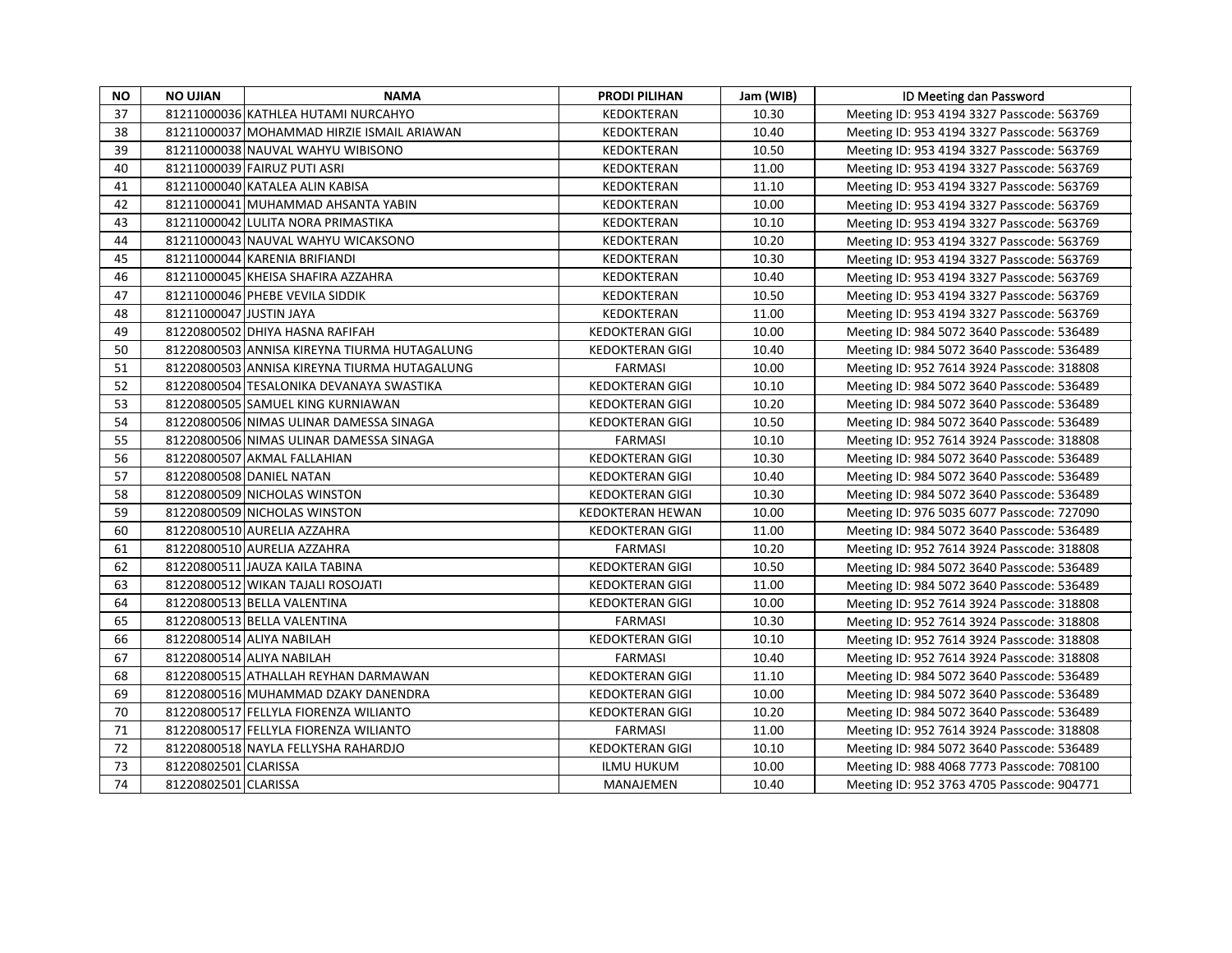| NO | NO UJIAN | NAMA | PRODI PILIHAN | Jam (WIB) | ID Meeting dan Password |
|---|---|---|---|---|---|
| 37 | 81211000036 | KATHLEA HUTAMI NURCAHYO | KEDOKTERAN | 10.30 | Meeting ID: 953 4194 3327 Passcode: 563769 |
| 38 | 81211000037 | MOHAMMAD HIRZIE ISMAIL ARIAWAN | KEDOKTERAN | 10.40 | Meeting ID: 953 4194 3327 Passcode: 563769 |
| 39 | 81211000038 | NAUVAL WAHYU WIBISONO | KEDOKTERAN | 10.50 | Meeting ID: 953 4194 3327 Passcode: 563769 |
| 40 | 81211000039 | FAIRUZ PUTI ASRI | KEDOKTERAN | 11.00 | Meeting ID: 953 4194 3327 Passcode: 563769 |
| 41 | 81211000040 | KATALEA ALIN KABISA | KEDOKTERAN | 11.10 | Meeting ID: 953 4194 3327 Passcode: 563769 |
| 42 | 81211000041 | MUHAMMAD AHSANTA YABIN | KEDOKTERAN | 10.00 | Meeting ID: 953 4194 3327 Passcode: 563769 |
| 43 | 81211000042 | LULITA NORA PRIMASTIKA | KEDOKTERAN | 10.10 | Meeting ID: 953 4194 3327 Passcode: 563769 |
| 44 | 81211000043 | NAUVAL WAHYU WICAKSONO | KEDOKTERAN | 10.20 | Meeting ID: 953 4194 3327 Passcode: 563769 |
| 45 | 81211000044 | KARENIA BRIFIANDI | KEDOKTERAN | 10.30 | Meeting ID: 953 4194 3327 Passcode: 563769 |
| 46 | 81211000045 | KHEISA SHAFIRA AZZAHRA | KEDOKTERAN | 10.40 | Meeting ID: 953 4194 3327 Passcode: 563769 |
| 47 | 81211000046 | PHEBE VEVILA SIDDIK | KEDOKTERAN | 10.50 | Meeting ID: 953 4194 3327 Passcode: 563769 |
| 48 | 81211000047 | JUSTIN JAYA | KEDOKTERAN | 11.00 | Meeting ID: 953 4194 3327 Passcode: 563769 |
| 49 | 81220800502 | DHIYA HASNA RAFIFAH | KEDOKTERAN GIGI | 10.00 | Meeting ID: 984 5072 3640 Passcode: 536489 |
| 50 | 81220800503 | ANNISA KIREYNA TIURMA HUTAGALUNG | KEDOKTERAN GIGI | 10.40 | Meeting ID: 984 5072 3640 Passcode: 536489 |
| 51 | 81220800503 | ANNISA KIREYNA TIURMA HUTAGALUNG | FARMASI | 10.00 | Meeting ID: 952 7614 3924 Passcode: 318808 |
| 52 | 81220800504 | TESALONIKA DEVANAYA SWASTIKA | KEDOKTERAN GIGI | 10.10 | Meeting ID: 984 5072 3640 Passcode: 536489 |
| 53 | 81220800505 | SAMUEL KING KURNIAWAN | KEDOKTERAN GIGI | 10.20 | Meeting ID: 984 5072 3640 Passcode: 536489 |
| 54 | 81220800506 | NIMAS ULINAR DAMESSA SINAGA | KEDOKTERAN GIGI | 10.50 | Meeting ID: 984 5072 3640 Passcode: 536489 |
| 55 | 81220800506 | NIMAS ULINAR DAMESSA SINAGA | FARMASI | 10.10 | Meeting ID: 952 7614 3924 Passcode: 318808 |
| 56 | 81220800507 | AKMAL FALLAHIAN | KEDOKTERAN GIGI | 10.30 | Meeting ID: 984 5072 3640 Passcode: 536489 |
| 57 | 81220800508 | DANIEL NATAN | KEDOKTERAN GIGI | 10.40 | Meeting ID: 984 5072 3640 Passcode: 536489 |
| 58 | 81220800509 | NICHOLAS WINSTON | KEDOKTERAN GIGI | 10.30 | Meeting ID: 984 5072 3640 Passcode: 536489 |
| 59 | 81220800509 | NICHOLAS WINSTON | KEDOKTERAN HEWAN | 10.00 | Meeting ID: 976 5035 6077 Passcode: 727090 |
| 60 | 81220800510 | AURELIA AZZAHRA | KEDOKTERAN GIGI | 11.00 | Meeting ID: 984 5072 3640 Passcode: 536489 |
| 61 | 81220800510 | AURELIA AZZAHRA | FARMASI | 10.20 | Meeting ID: 952 7614 3924 Passcode: 318808 |
| 62 | 81220800511 | JAUZA KAILA TABINA | KEDOKTERAN GIGI | 10.50 | Meeting ID: 984 5072 3640 Passcode: 536489 |
| 63 | 81220800512 | WIKAN TAJALI ROSOJATI | KEDOKTERAN GIGI | 11.00 | Meeting ID: 984 5072 3640 Passcode: 536489 |
| 64 | 81220800513 | BELLA VALENTINA | KEDOKTERAN GIGI | 10.00 | Meeting ID: 952 7614 3924 Passcode: 318808 |
| 65 | 81220800513 | BELLA VALENTINA | FARMASI | 10.30 | Meeting ID: 952 7614 3924 Passcode: 318808 |
| 66 | 81220800514 | ALIYA NABILAH | KEDOKTERAN GIGI | 10.10 | Meeting ID: 952 7614 3924 Passcode: 318808 |
| 67 | 81220800514 | ALIYA NABILAH | FARMASI | 10.40 | Meeting ID: 952 7614 3924 Passcode: 318808 |
| 68 | 81220800515 | ATHALLAH REYHAN DARMAWAN | KEDOKTERAN GIGI | 11.10 | Meeting ID: 984 5072 3640 Passcode: 536489 |
| 69 | 81220800516 | MUHAMMAD DZAKY DANENDRA | KEDOKTERAN GIGI | 10.00 | Meeting ID: 984 5072 3640 Passcode: 536489 |
| 70 | 81220800517 | FELLYLA FIORENZA WILIANTO | KEDOKTERAN GIGI | 10.20 | Meeting ID: 984 5072 3640 Passcode: 536489 |
| 71 | 81220800517 | FELLYLA FIORENZA WILIANTO | FARMASI | 11.00 | Meeting ID: 952 7614 3924 Passcode: 318808 |
| 72 | 81220800518 | NAYLA FELLYSHA RAHARDJO | KEDOKTERAN GIGI | 10.10 | Meeting ID: 984 5072 3640 Passcode: 536489 |
| 73 | 81220802501 | CLARISSA | ILMU HUKUM | 10.00 | Meeting ID: 988 4068 7773 Passcode: 708100 |
| 74 | 81220802501 | CLARISSA | MANAJEMEN | 10.40 | Meeting ID: 952 3763 4705 Passcode: 904771 |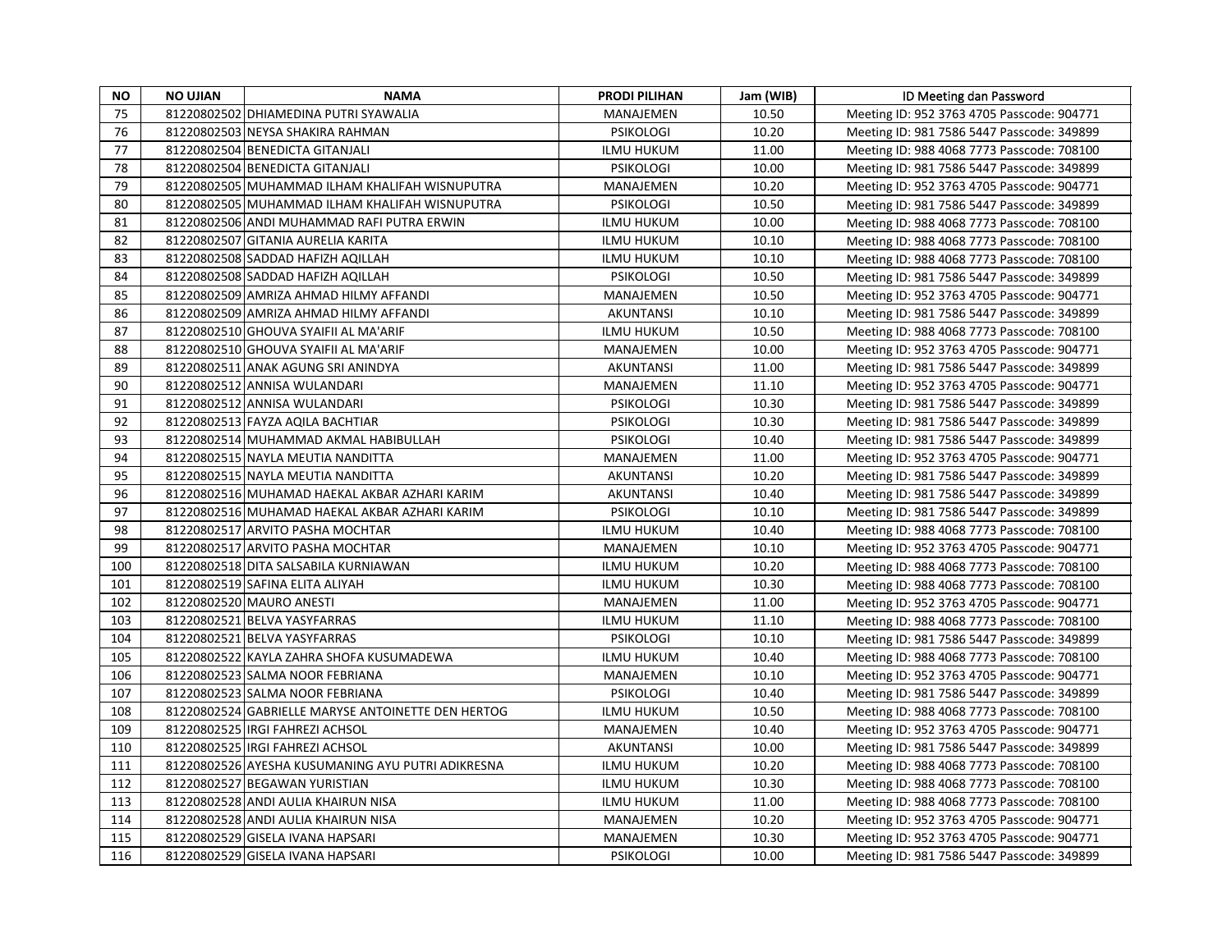| NO | NO UJIAN | NAMA | PRODI PILIHAN | Jam (WIB) | ID Meeting dan Password |
|---|---|---|---|---|---|
| 75 | 81220802502 | DHIAMEDINA PUTRI SYAWALIA | MANAJEMEN | 10.50 | Meeting ID: 952 3763 4705 Passcode: 904771 |
| 76 | 81220802503 | NEYSA SHAKIRA RAHMAN | PSIKOLOGI | 10.20 | Meeting ID: 981 7586 5447 Passcode: 349899 |
| 77 | 81220802504 | BENEDICTA GITANJALI | ILMU HUKUM | 11.00 | Meeting ID: 988 4068 7773 Passcode: 708100 |
| 78 | 81220802504 | BENEDICTA GITANJALI | PSIKOLOGI | 10.00 | Meeting ID: 981 7586 5447 Passcode: 349899 |
| 79 | 81220802505 | MUHAMMAD ILHAM KHALIFAH WISNUPUTRA | MANAJEMEN | 10.20 | Meeting ID: 952 3763 4705 Passcode: 904771 |
| 80 | 81220802505 | MUHAMMAD ILHAM KHALIFAH WISNUPUTRA | PSIKOLOGI | 10.50 | Meeting ID: 981 7586 5447 Passcode: 349899 |
| 81 | 81220802506 | ANDI MUHAMMAD RAFI PUTRA ERWIN | ILMU HUKUM | 10.00 | Meeting ID: 988 4068 7773 Passcode: 708100 |
| 82 | 81220802507 | GITANIA AURELIA KARITA | ILMU HUKUM | 10.10 | Meeting ID: 988 4068 7773 Passcode: 708100 |
| 83 | 81220802508 | SADDAD HAFIZH AQILLAH | ILMU HUKUM | 10.10 | Meeting ID: 988 4068 7773 Passcode: 708100 |
| 84 | 81220802508 | SADDAD HAFIZH AQILLAH | PSIKOLOGI | 10.50 | Meeting ID: 981 7586 5447 Passcode: 349899 |
| 85 | 81220802509 | AMRIZA AHMAD HILMY AFFANDI | MANAJEMEN | 10.50 | Meeting ID: 952 3763 4705 Passcode: 904771 |
| 86 | 81220802509 | AMRIZA AHMAD HILMY AFFANDI | AKUNTANSI | 10.10 | Meeting ID: 981 7586 5447 Passcode: 349899 |
| 87 | 81220802510 | GHOUVA SYAIFII AL MA'ARIF | ILMU HUKUM | 10.50 | Meeting ID: 988 4068 7773 Passcode: 708100 |
| 88 | 81220802510 | GHOUVA SYAIFII AL MA'ARIF | MANAJEMEN | 10.00 | Meeting ID: 952 3763 4705 Passcode: 904771 |
| 89 | 81220802511 | ANAK AGUNG SRI ANINDYA | AKUNTANSI | 11.00 | Meeting ID: 981 7586 5447 Passcode: 349899 |
| 90 | 81220802512 | ANNISA WULANDARI | MANAJEMEN | 11.10 | Meeting ID: 952 3763 4705 Passcode: 904771 |
| 91 | 81220802512 | ANNISA WULANDARI | PSIKOLOGI | 10.30 | Meeting ID: 981 7586 5447 Passcode: 349899 |
| 92 | 81220802513 | FAYZA AQILA BACHTIAR | PSIKOLOGI | 10.30 | Meeting ID: 981 7586 5447 Passcode: 349899 |
| 93 | 81220802514 | MUHAMMAD AKMAL HABIBULLAH | PSIKOLOGI | 10.40 | Meeting ID: 981 7586 5447 Passcode: 349899 |
| 94 | 81220802515 | NAYLA MEUTIA NANDITTA | MANAJEMEN | 11.00 | Meeting ID: 952 3763 4705 Passcode: 904771 |
| 95 | 81220802515 | NAYLA MEUTIA NANDITTA | AKUNTANSI | 10.20 | Meeting ID: 981 7586 5447 Passcode: 349899 |
| 96 | 81220802516 | MUHAMAD HAEKAL AKBAR AZHARI KARIM | AKUNTANSI | 10.40 | Meeting ID: 981 7586 5447 Passcode: 349899 |
| 97 | 81220802516 | MUHAMAD HAEKAL AKBAR AZHARI KARIM | PSIKOLOGI | 10.10 | Meeting ID: 981 7586 5447 Passcode: 349899 |
| 98 | 81220802517 | ARVITO PASHA MOCHTAR | ILMU HUKUM | 10.40 | Meeting ID: 988 4068 7773 Passcode: 708100 |
| 99 | 81220802517 | ARVITO PASHA MOCHTAR | MANAJEMEN | 10.10 | Meeting ID: 952 3763 4705 Passcode: 904771 |
| 100 | 81220802518 | DITA SALSABILA KURNIAWAN | ILMU HUKUM | 10.20 | Meeting ID: 988 4068 7773 Passcode: 708100 |
| 101 | 81220802519 | SAFINA ELITA ALIYAH | ILMU HUKUM | 10.30 | Meeting ID: 988 4068 7773 Passcode: 708100 |
| 102 | 81220802520 | MAURO ANESTI | MANAJEMEN | 11.00 | Meeting ID: 952 3763 4705 Passcode: 904771 |
| 103 | 81220802521 | BELVA YASYFARRAS | ILMU HUKUM | 11.10 | Meeting ID: 988 4068 7773 Passcode: 708100 |
| 104 | 81220802521 | BELVA YASYFARRAS | PSIKOLOGI | 10.10 | Meeting ID: 981 7586 5447 Passcode: 349899 |
| 105 | 81220802522 | KAYLA ZAHRA SHOFA KUSUMADEWA | ILMU HUKUM | 10.40 | Meeting ID: 988 4068 7773 Passcode: 708100 |
| 106 | 81220802523 | SALMA NOOR FEBRIANA | MANAJEMEN | 10.10 | Meeting ID: 952 3763 4705 Passcode: 904771 |
| 107 | 81220802523 | SALMA NOOR FEBRIANA | PSIKOLOGI | 10.40 | Meeting ID: 981 7586 5447 Passcode: 349899 |
| 108 | 81220802524 | GABRIELLE MARYSE ANTOINETTE DEN HERTOG | ILMU HUKUM | 10.50 | Meeting ID: 988 4068 7773 Passcode: 708100 |
| 109 | 81220802525 | IRGI FAHREZI ACHSOL | MANAJEMEN | 10.40 | Meeting ID: 952 3763 4705 Passcode: 904771 |
| 110 | 81220802525 | IRGI FAHREZI ACHSOL | AKUNTANSI | 10.00 | Meeting ID: 981 7586 5447 Passcode: 349899 |
| 111 | 81220802526 | AYESHA KUSUMANING AYU PUTRI ADIKRESNA | ILMU HUKUM | 10.20 | Meeting ID: 988 4068 7773 Passcode: 708100 |
| 112 | 81220802527 | BEGAWAN YURISTIAN | ILMU HUKUM | 10.30 | Meeting ID: 988 4068 7773 Passcode: 708100 |
| 113 | 81220802528 | ANDI AULIA KHAIRUN NISA | ILMU HUKUM | 11.00 | Meeting ID: 988 4068 7773 Passcode: 708100 |
| 114 | 81220802528 | ANDI AULIA KHAIRUN NISA | MANAJEMEN | 10.20 | Meeting ID: 952 3763 4705 Passcode: 904771 |
| 115 | 81220802529 | GISELA IVANA HAPSARI | MANAJEMEN | 10.30 | Meeting ID: 952 3763 4705 Passcode: 904771 |
| 116 | 81220802529 | GISELA IVANA HAPSARI | PSIKOLOGI | 10.00 | Meeting ID: 981 7586 5447 Passcode: 349899 |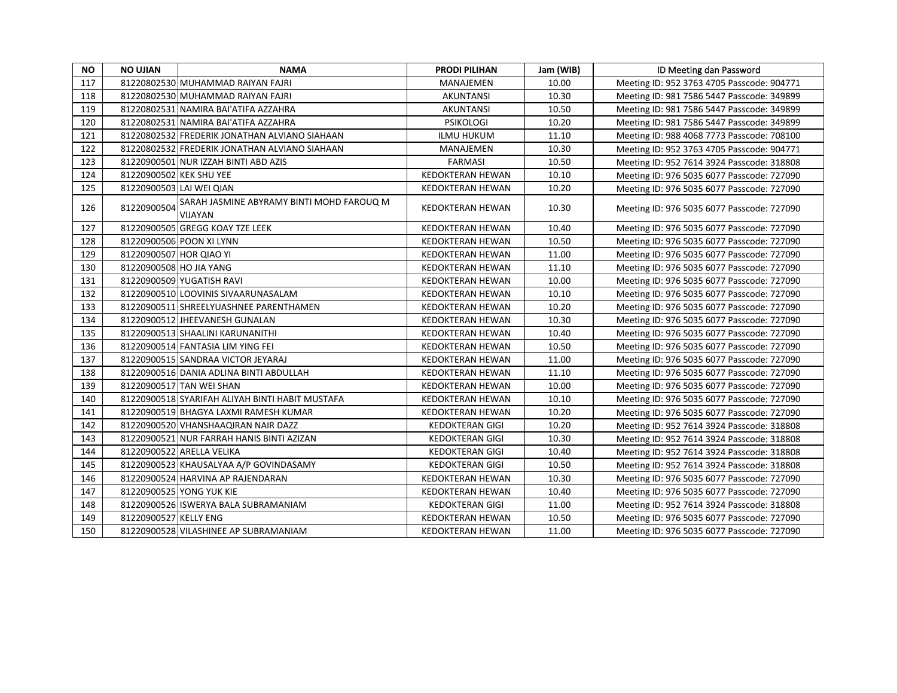| NO | NO UJIAN | NAMA | PRODI PILIHAN | Jam (WIB) | ID Meeting dan Password |
|---|---|---|---|---|---|
| 117 | 81220802530 | MUHAMMAD RAIYAN FAJRI | MANAJEMEN | 10.00 | Meeting ID: 952 3763 4705 Passcode: 904771 |
| 118 | 81220802530 | MUHAMMAD RAIYAN FAJRI | AKUNTANSI | 10.30 | Meeting ID: 981 7586 5447 Passcode: 349899 |
| 119 | 81220802531 | NAMIRA BAI'ATIFA AZZAHRA | AKUNTANSI | 10.50 | Meeting ID: 981 7586 5447 Passcode: 349899 |
| 120 | 81220802531 | NAMIRA BAI'ATIFA AZZAHRA | PSIKOLOGI | 10.20 | Meeting ID: 981 7586 5447 Passcode: 349899 |
| 121 | 81220802532 | FREDERIK JONATHAN ALVIANO SIAHAAN | ILMU HUKUM | 11.10 | Meeting ID: 988 4068 7773 Passcode: 708100 |
| 122 | 81220802532 | FREDERIK JONATHAN ALVIANO SIAHAAN | MANAJEMEN | 10.30 | Meeting ID: 952 3763 4705 Passcode: 904771 |
| 123 | 81220900501 | NUR IZZAH BINTI ABD AZIS | FARMASI | 10.50 | Meeting ID: 952 7614 3924 Passcode: 318808 |
| 124 | 81220900502 | KEK SHU YEE | KEDOKTERAN HEWAN | 10.10 | Meeting ID: 976 5035 6077 Passcode: 727090 |
| 125 | 81220900503 | LAI WEI QIAN | KEDOKTERAN HEWAN | 10.20 | Meeting ID: 976 5035 6077 Passcode: 727090 |
| 126 | 81220900504 | SARAH JASMINE ABYRAMY BINTI MOHD FAROUQ M VIJAYAN | KEDOKTERAN HEWAN | 10.30 | Meeting ID: 976 5035 6077 Passcode: 727090 |
| 127 | 81220900505 | GREGG KOAY TZE LEEK | KEDOKTERAN HEWAN | 10.40 | Meeting ID: 976 5035 6077 Passcode: 727090 |
| 128 | 81220900506 | POON XI LYNN | KEDOKTERAN HEWAN | 10.50 | Meeting ID: 976 5035 6077 Passcode: 727090 |
| 129 | 81220900507 | HOR QIAO YI | KEDOKTERAN HEWAN | 11.00 | Meeting ID: 976 5035 6077 Passcode: 727090 |
| 130 | 81220900508 | HO JIA YANG | KEDOKTERAN HEWAN | 11.10 | Meeting ID: 976 5035 6077 Passcode: 727090 |
| 131 | 81220900509 | YUGATISH RAVI | KEDOKTERAN HEWAN | 10.00 | Meeting ID: 976 5035 6077 Passcode: 727090 |
| 132 | 81220900510 | LOOVINIS SIVAARUNASALAM | KEDOKTERAN HEWAN | 10.10 | Meeting ID: 976 5035 6077 Passcode: 727090 |
| 133 | 81220900511 | SHREELYUASHNEE PARENTHAMEN | KEDOKTERAN HEWAN | 10.20 | Meeting ID: 976 5035 6077 Passcode: 727090 |
| 134 | 81220900512 | JHEEVANESH GUNALAN | KEDOKTERAN HEWAN | 10.30 | Meeting ID: 976 5035 6077 Passcode: 727090 |
| 135 | 81220900513 | SHAALINI KARUNANITHI | KEDOKTERAN HEWAN | 10.40 | Meeting ID: 976 5035 6077 Passcode: 727090 |
| 136 | 81220900514 | FANTASIA LIM YING FEI | KEDOKTERAN HEWAN | 10.50 | Meeting ID: 976 5035 6077 Passcode: 727090 |
| 137 | 81220900515 | SANDRAA VICTOR JEYARAJ | KEDOKTERAN HEWAN | 11.00 | Meeting ID: 976 5035 6077 Passcode: 727090 |
| 138 | 81220900516 | DANIA ADLINA BINTI ABDULLAH | KEDOKTERAN HEWAN | 11.10 | Meeting ID: 976 5035 6077 Passcode: 727090 |
| 139 | 81220900517 | TAN WEI SHAN | KEDOKTERAN HEWAN | 10.00 | Meeting ID: 976 5035 6077 Passcode: 727090 |
| 140 | 81220900518 | SYARIFAH ALIYAH BINTI HABIT MUSTAFA | KEDOKTERAN HEWAN | 10.10 | Meeting ID: 976 5035 6077 Passcode: 727090 |
| 141 | 81220900519 | BHAGYA LAXMI RAMESH KUMAR | KEDOKTERAN HEWAN | 10.20 | Meeting ID: 976 5035 6077 Passcode: 727090 |
| 142 | 81220900520 | VHANSHAAQIRAN NAIR DAZZ | KEDOKTERAN GIGI | 10.20 | Meeting ID: 952 7614 3924 Passcode: 318808 |
| 143 | 81220900521 | NUR FARRAH HANIS BINTI AZIZAN | KEDOKTERAN GIGI | 10.30 | Meeting ID: 952 7614 3924 Passcode: 318808 |
| 144 | 81220900522 | ARELLA VELIKA | KEDOKTERAN GIGI | 10.40 | Meeting ID: 952 7614 3924 Passcode: 318808 |
| 145 | 81220900523 | KHAUSALYAA A/P GOVINDASAMY | KEDOKTERAN GIGI | 10.50 | Meeting ID: 952 7614 3924 Passcode: 318808 |
| 146 | 81220900524 | HARVINA AP RAJENDARAN | KEDOKTERAN HEWAN | 10.30 | Meeting ID: 976 5035 6077 Passcode: 727090 |
| 147 | 81220900525 | YONG YUK KIE | KEDOKTERAN HEWAN | 10.40 | Meeting ID: 976 5035 6077 Passcode: 727090 |
| 148 | 81220900526 | ISWERYA BALA SUBRAMANIAM | KEDOKTERAN GIGI | 11.00 | Meeting ID: 952 7614 3924 Passcode: 318808 |
| 149 | 81220900527 | KELLY ENG | KEDOKTERAN HEWAN | 10.50 | Meeting ID: 976 5035 6077 Passcode: 727090 |
| 150 | 81220900528 | VILASHINEE AP SUBRAMANIAM | KEDOKTERAN HEWAN | 11.00 | Meeting ID: 976 5035 6077 Passcode: 727090 |